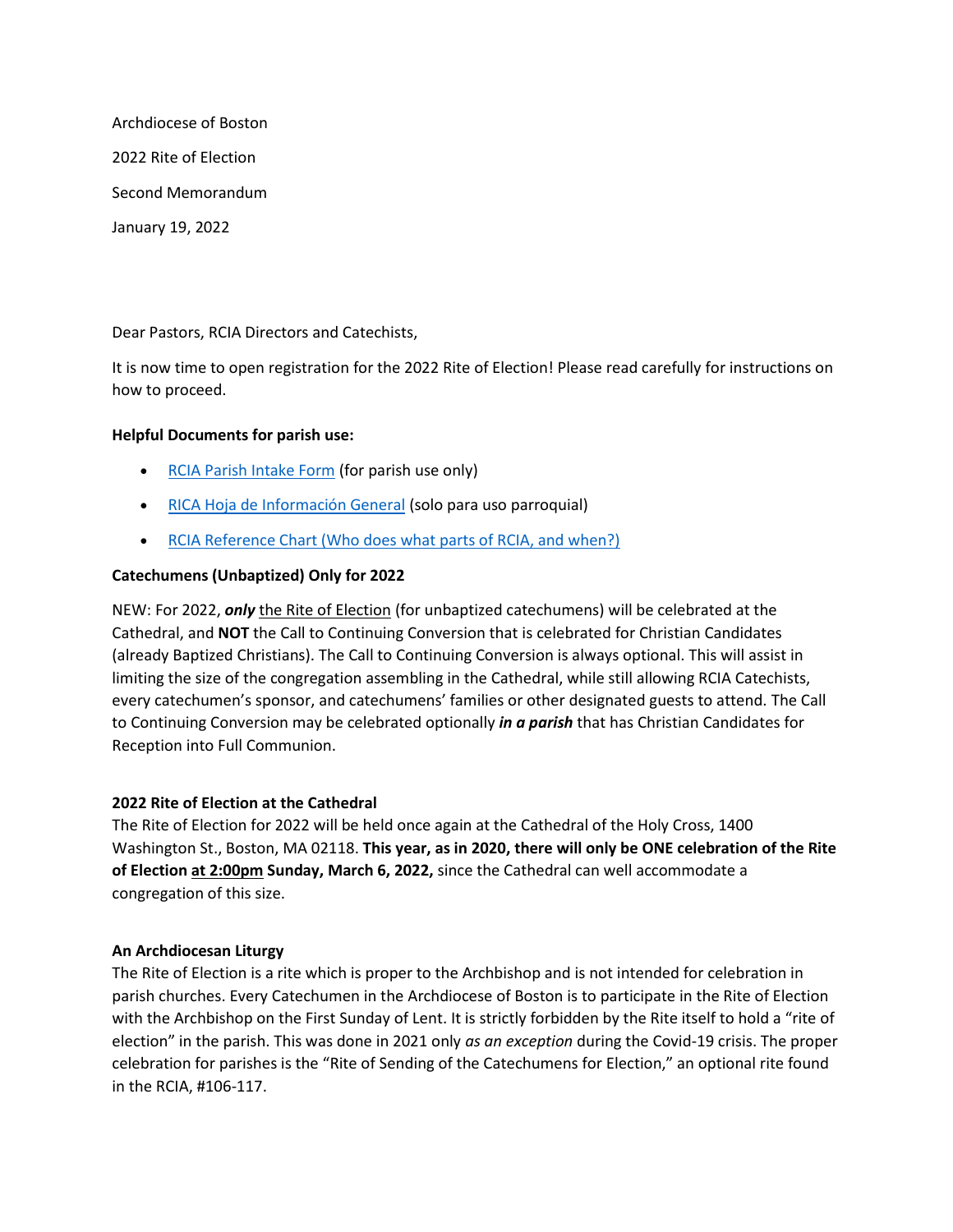Archdiocese of Boston

2022 Rite of Election

Second Memorandum

January 19, 2022

Dear Pastors, RCIA Directors and Catechists,

It is now time to open registration for the 2022 Rite of Election! Please read carefully for instructions on how to proceed.

**Helpful Documents for parish use:**

- RCIA Parish Intake Form (for parish use only)
- RICA Hoja de Información General (solo para uso parroquial)
- RCIA Reference Chart (Who does what parts of RCIA, and when?)

**Catechumens (Unbaptized) Only for 2022**

NEW: For 2022, ***only*** the Rite of Election (for unbaptized catechumens) will be celebrated at the Cathedral, and **NOT** the Call to Continuing Conversion that is celebrated for Christian Candidates (already Baptized Christians). The Call to Continuing Conversion is always optional. This will assist in limiting the size of the congregation assembling in the Cathedral, while still allowing RCIA Catechists, every catechumen's sponsor, and catechumens' families or other designated guests to attend. The Call to Continuing Conversion may be celebrated optionally ***in a parish*** that has Christian Candidates for Reception into Full Communion.

**2022 Rite of Election at the Cathedral**

The Rite of Election for 2022 will be held once again at the Cathedral of the Holy Cross, 1400 Washington St., Boston, MA 02118. **This year, as in 2020, there will only be ONE celebration of the Rite of Election at 2:00pm Sunday, March 6, 2022,** since the Cathedral can well accommodate a congregation of this size.

**An Archdiocesan Liturgy**

The Rite of Election is a rite which is proper to the Archbishop and is not intended for celebration in parish churches. Every Catechumen in the Archdiocese of Boston is to participate in the Rite of Election with the Archbishop on the First Sunday of Lent. It is strictly forbidden by the Rite itself to hold a "rite of election" in the parish. This was done in 2021 only *as an exception* during the Covid-19 crisis. The proper celebration for parishes is the "Rite of Sending of the Catechumens for Election," an optional rite found in the RCIA, #106-117.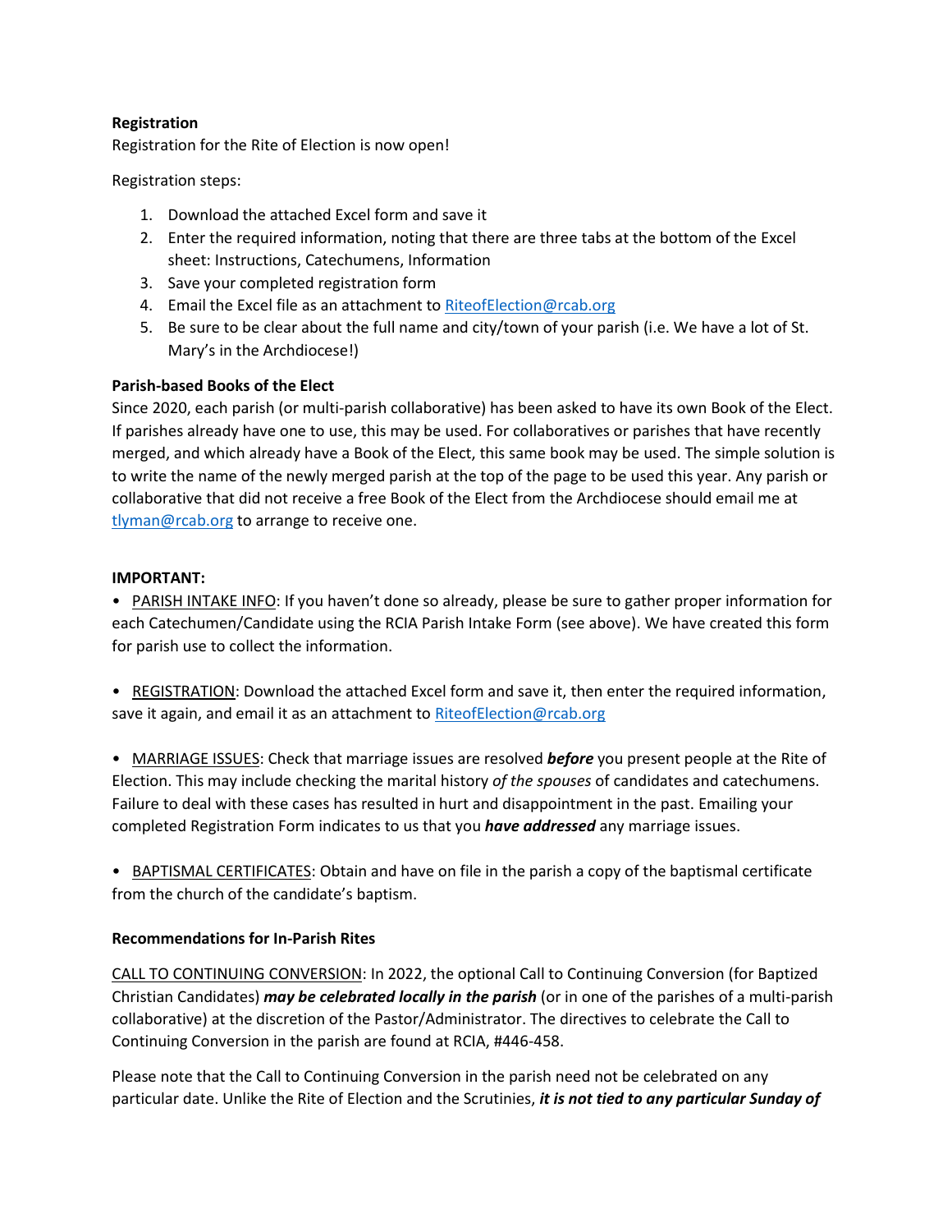**Registration**

Registration for the Rite of Election is now open!

Registration steps:

1. Download the attached Excel form and save it
2. Enter the required information, noting that there are three tabs at the bottom of the Excel sheet: Instructions, Catechumens, Information
3. Save your completed registration form
4. Email the Excel file as an attachment to RiteofElection@rcab.org
5. Be sure to be clear about the full name and city/town of your parish (i.e. We have a lot of St. Mary's in the Archdiocese!)

**Parish-based Books of the Elect**

Since 2020, each parish (or multi-parish collaborative) has been asked to have its own Book of the Elect. If parishes already have one to use, this may be used. For collaboratives or parishes that have recently merged, and which already have a Book of the Elect, this same book may be used. The simple solution is to write the name of the newly merged parish at the top of the page to be used this year. Any parish or collaborative that did not receive a free Book of the Elect from the Archdiocese should email me at tlyman@rcab.org to arrange to receive one.

**IMPORTANT:**

• PARISH INTAKE INFO: If you haven't done so already, please be sure to gather proper information for each Catechumen/Candidate using the RCIA Parish Intake Form (see above). We have created this form for parish use to collect the information.

• REGISTRATION: Download the attached Excel form and save it, then enter the required information, save it again, and email it as an attachment to RiteofElection@rcab.org

• MARRIAGE ISSUES: Check that marriage issues are resolved ***before*** you present people at the Rite of Election. This may include checking the marital history *of the spouses* of candidates and catechumens. Failure to deal with these cases has resulted in hurt and disappointment in the past. Emailing your completed Registration Form indicates to us that you ***have addressed*** any marriage issues.

• BAPTISMAL CERTIFICATES: Obtain and have on file in the parish a copy of the baptismal certificate from the church of the candidate's baptism.

**Recommendations for In-Parish Rites**

CALL TO CONTINUING CONVERSION: In 2022, the optional Call to Continuing Conversion (for Baptized Christian Candidates) ***may be celebrated locally in the parish*** (or in one of the parishes of a multi-parish collaborative) at the discretion of the Pastor/Administrator. The directives to celebrate the Call to Continuing Conversion in the parish are found at RCIA, #446-458.

Please note that the Call to Continuing Conversion in the parish need not be celebrated on any particular date. Unlike the Rite of Election and the Scrutinies, ***it is not tied to any particular Sunday of***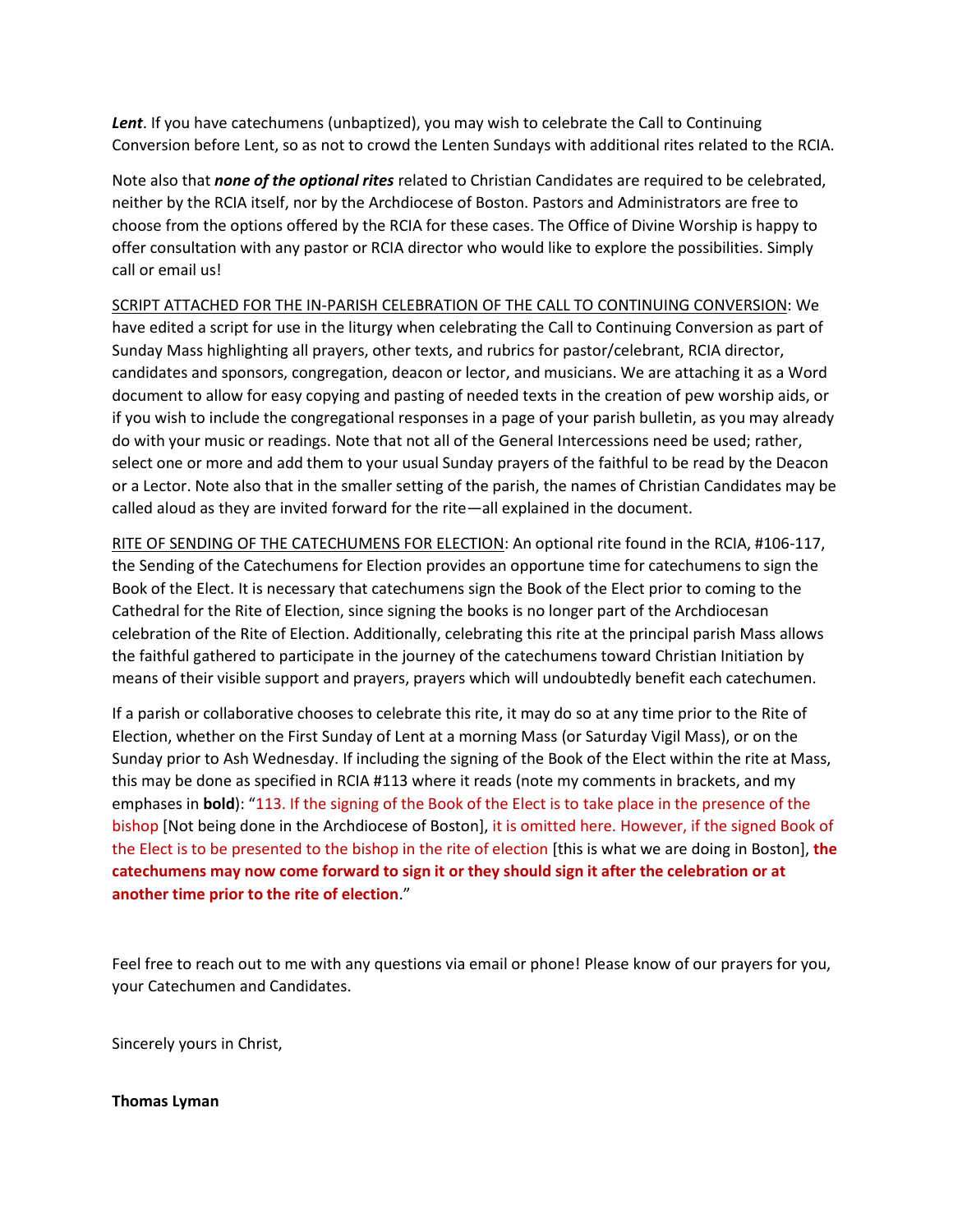***Lent***. If you have catechumens (unbaptized), you may wish to celebrate the Call to Continuing Conversion before Lent, so as not to crowd the Lenten Sundays with additional rites related to the RCIA.

Note also that ***none of the optional rites*** related to Christian Candidates are required to be celebrated, neither by the RCIA itself, nor by the Archdiocese of Boston. Pastors and Administrators are free to choose from the options offered by the RCIA for these cases. The Office of Divine Worship is happy to offer consultation with any pastor or RCIA director who would like to explore the possibilities. Simply call or email us!

<u>SCRIPT ATTACHED FOR THE IN-PARISH CELEBRATION OF THE CALL TO CONTINUING CONVERSION</u>: We have edited a script for use in the liturgy when celebrating the Call to Continuing Conversion as part of Sunday Mass highlighting all prayers, other texts, and rubrics for pastor/celebrant, RCIA director, candidates and sponsors, congregation, deacon or lector, and musicians. We are attaching it as a Word document to allow for easy copying and pasting of needed texts in the creation of pew worship aids, or if you wish to include the congregational responses in a page of your parish bulletin, as you may already do with your music or readings. Note that not all of the General Intercessions need be used; rather, select one or more and add them to your usual Sunday prayers of the faithful to be read by the Deacon or a Lector. Note also that in the smaller setting of the parish, the names of Christian Candidates may be called aloud as they are invited forward for the rite—all explained in the document.

<u>RITE OF SENDING OF THE CATECHUMENS FOR ELECTION</u>: An optional rite found in the RCIA, #106-117, the Sending of the Catechumens for Election provides an opportune time for catechumens to sign the Book of the Elect. It is necessary that catechumens sign the Book of the Elect prior to coming to the Cathedral for the Rite of Election, since signing the books is no longer part of the Archdiocesan celebration of the Rite of Election. Additionally, celebrating this rite at the principal parish Mass allows the faithful gathered to participate in the journey of the catechumens toward Christian Initiation by means of their visible support and prayers, prayers which will undoubtedly benefit each catechumen.

If a parish or collaborative chooses to celebrate this rite, it may do so at any time prior to the Rite of Election, whether on the First Sunday of Lent at a morning Mass (or Saturday Vigil Mass), or on the Sunday prior to Ash Wednesday. If including the signing of the Book of the Elect within the rite at Mass, this may be done as specified in RCIA #113 where it reads (note my comments in brackets, and my emphases in **bold**): "113. If the signing of the Book of the Elect is to take place in the presence of the bishop [Not being done in the Archdiocese of Boston], it is omitted here. However, if the signed Book of the Elect is to be presented to the bishop in the rite of election [this is what we are doing in Boston], **the catechumens may now come forward to sign it or they should sign it after the celebration or at another time prior to the rite of election**."

Feel free to reach out to me with any questions via email or phone! Please know of our prayers for you, your Catechumen and Candidates.

Sincerely yours in Christ,

**Thomas Lyman**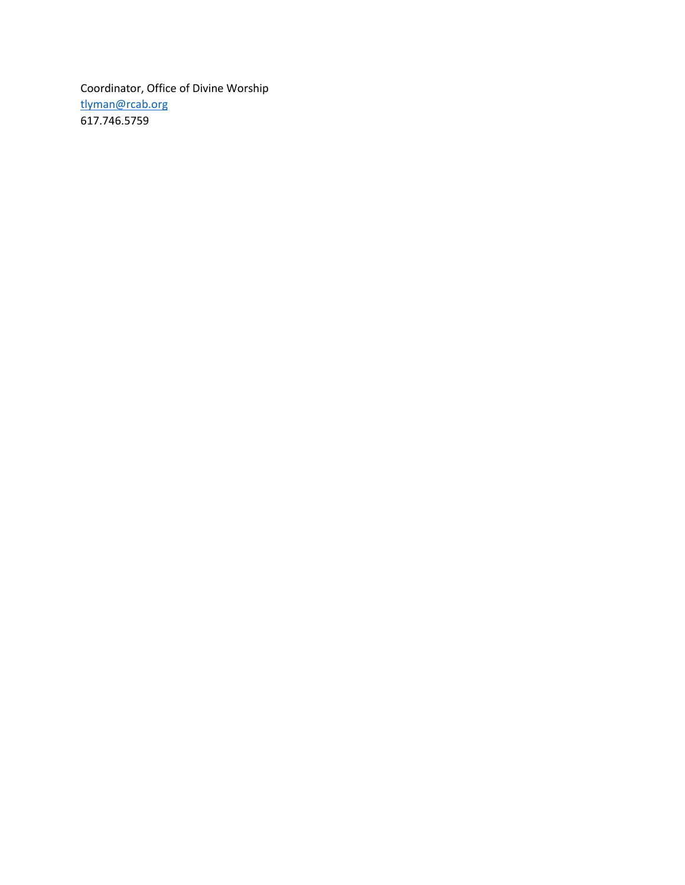Coordinator, Office of Divine Worship
tlyman@rcab.org
617.746.5759